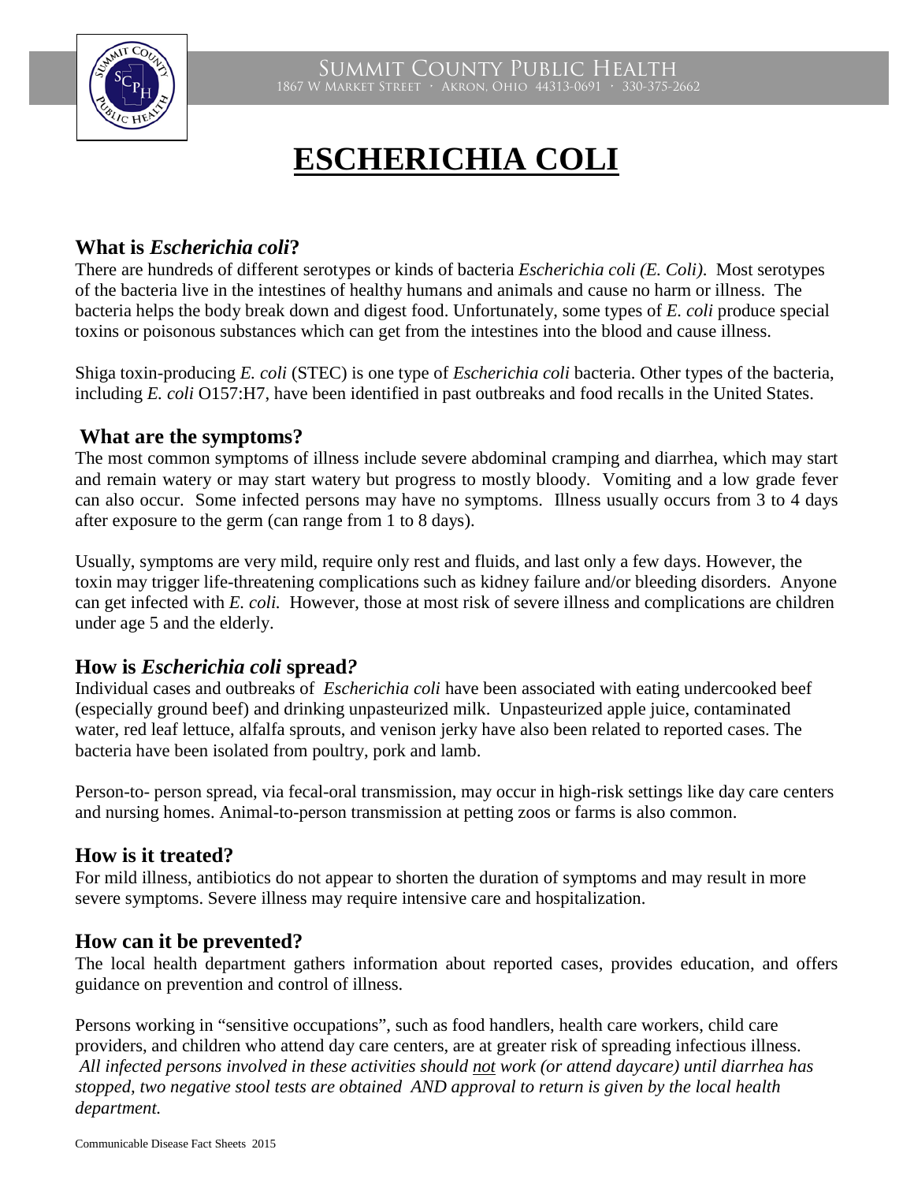Summit County Public Health
1867 W Market Street · Akron, Ohio 44313-0691 · 330-375-2662

# ESCHERICHIA COLI

## What is *Escherichia coli*?

There are hundreds of different serotypes or kinds of bacteria *Escherichia coli (E. Coli)*. Most serotypes of the bacteria live in the intestines of healthy humans and animals and cause no harm or illness. The bacteria helps the body break down and digest food. Unfortunately, some types of *E. coli* produce special toxins or poisonous substances which can get from the intestines into the blood and cause illness.

Shiga toxin-producing *E. coli* (STEC) is one type of *Escherichia coli* bacteria. Other types of the bacteria, including *E. coli* O157:H7, have been identified in past outbreaks and food recalls in the United States.

## What are the symptoms?

The most common symptoms of illness include severe abdominal cramping and diarrhea, which may start and remain watery or may start watery but progress to mostly bloody. Vomiting and a low grade fever can also occur. Some infected persons may have no symptoms. Illness usually occurs from 3 to 4 days after exposure to the germ (can range from 1 to 8 days).

Usually, symptoms are very mild, require only rest and fluids, and last only a few days. However, the toxin may trigger life-threatening complications such as kidney failure and/or bleeding disorders. Anyone can get infected with *E. coli.* However, those at most risk of severe illness and complications are children under age 5 and the elderly.

## How is *Escherichia coli* spread?

Individual cases and outbreaks of *Escherichia coli* have been associated with eating undercooked beef (especially ground beef) and drinking unpasteurized milk. Unpasteurized apple juice, contaminated water, red leaf lettuce, alfalfa sprouts, and venison jerky have also been related to reported cases. The bacteria have been isolated from poultry, pork and lamb.

Person-to- person spread, via fecal-oral transmission, may occur in high-risk settings like day care centers and nursing homes. Animal-to-person transmission at petting zoos or farms is also common.

## How is it treated?

For mild illness, antibiotics do not appear to shorten the duration of symptoms and may result in more severe symptoms. Severe illness may require intensive care and hospitalization.

## How can it be prevented?

The local health department gathers information about reported cases, provides education, and offers guidance on prevention and control of illness.

Persons working in "sensitive occupations", such as food handlers, health care workers, child care providers, and children who attend day care centers, are at greater risk of spreading infectious illness. *All infected persons involved in these activities should <u>not</u> work (or attend daycare) until diarrhea has stopped, two negative stool tests are obtained AND approval to return is given by the local health department.*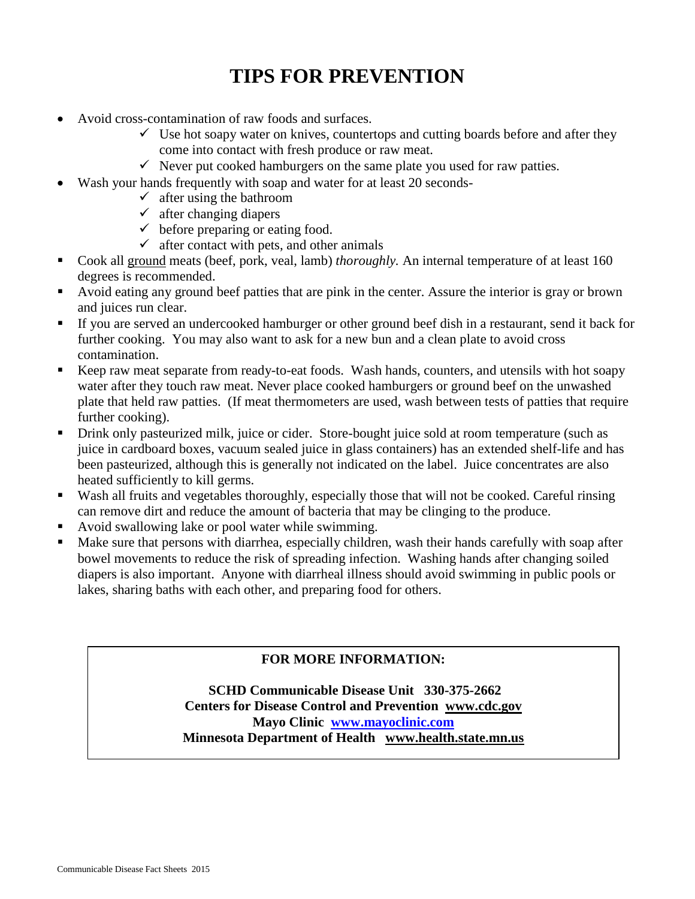# TIPS FOR PREVENTION

- Avoid cross-contamination of raw foods and surfaces.
  - ✓ Use hot soapy water on knives, countertops and cutting boards before and after they come into contact with fresh produce or raw meat.
  - ✓ Never put cooked hamburgers on the same plate you used for raw patties.
- Wash your hands frequently with soap and water for at least 20 seconds-
  - ✓ after using the bathroom
  - ✓ after changing diapers
  - ✓ before preparing or eating food.
  - ✓ after contact with pets, and other animals
- Cook all ground meats (beef, pork, veal, lamb) *thoroughly.* An internal temperature of at least 160 degrees is recommended.
- Avoid eating any ground beef patties that are pink in the center. Assure the interior is gray or brown and juices run clear.
- If you are served an undercooked hamburger or other ground beef dish in a restaurant, send it back for further cooking. You may also want to ask for a new bun and a clean plate to avoid cross contamination.
- Keep raw meat separate from ready-to-eat foods. Wash hands, counters, and utensils with hot soapy water after they touch raw meat. Never place cooked hamburgers or ground beef on the unwashed plate that held raw patties. (If meat thermometers are used, wash between tests of patties that require further cooking).
- Drink only pasteurized milk, juice or cider. Store-bought juice sold at room temperature (such as juice in cardboard boxes, vacuum sealed juice in glass containers) has an extended shelf-life and has been pasteurized, although this is generally not indicated on the label. Juice concentrates are also heated sufficiently to kill germs.
- Wash all fruits and vegetables thoroughly, especially those that will not be cooked. Careful rinsing can remove dirt and reduce the amount of bacteria that may be clinging to the produce.
- Avoid swallowing lake or pool water while swimming.
- Make sure that persons with diarrhea, especially children, wash their hands carefully with soap after bowel movements to reduce the risk of spreading infection. Washing hands after changing soiled diapers is also important. Anyone with diarrheal illness should avoid swimming in public pools or lakes, sharing baths with each other, and preparing food for others.

**FOR MORE INFORMATION:**

**SCHD Communicable Disease Unit 330-375-2662**
**Centers for Disease Control and Prevention www.cdc.gov**
**Mayo Clinic www.mayoclinic.com**
**Minnesota Department of Health www.health.state.mn.us**

Communicable Disease Fact Sheets 2015